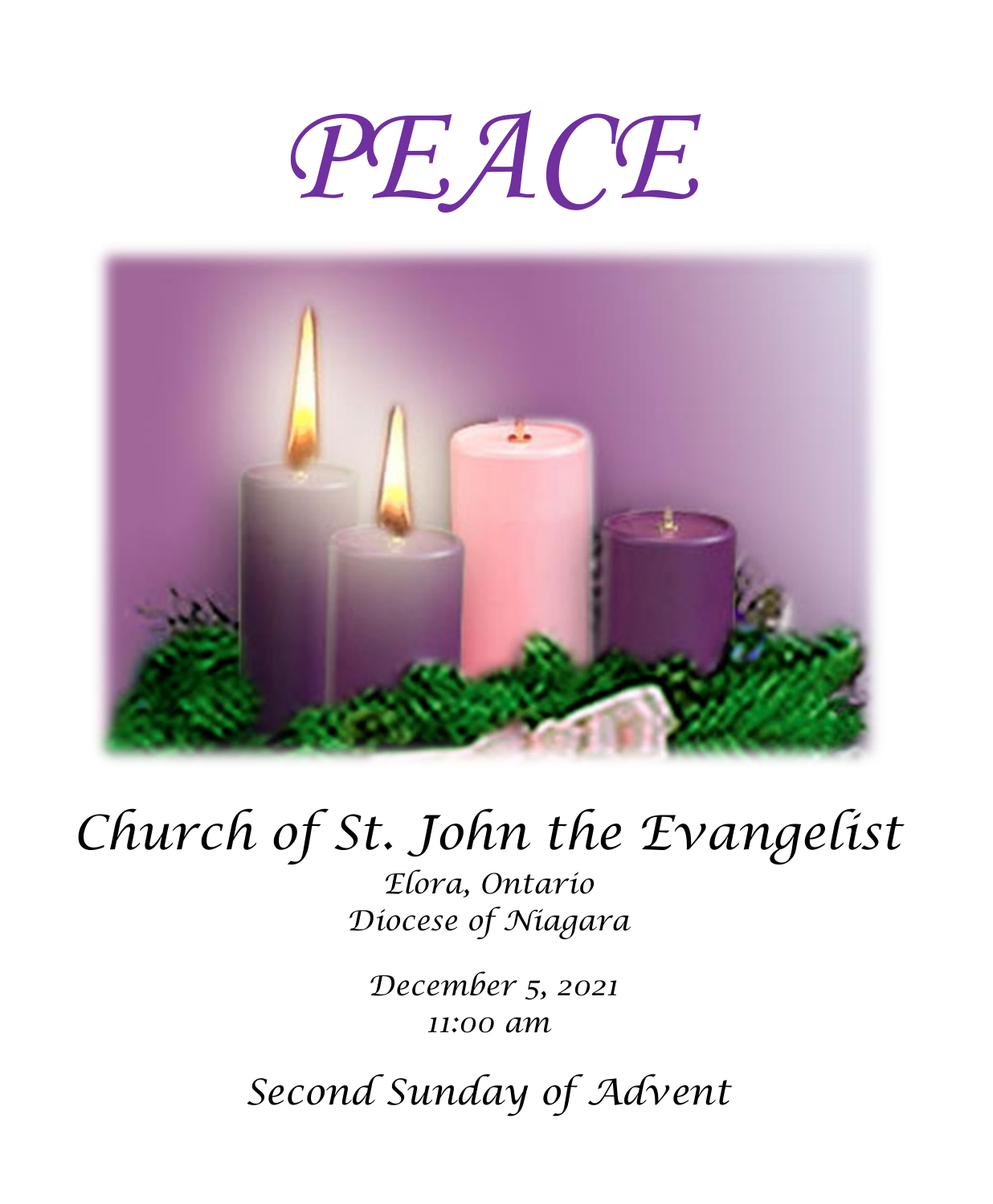# PEACE

## Church of St. John the Evangelist

*Elora, Ontario*
*Diocese of Niagara*

*December 5, 2021*
*11:00 am*

## *Second Sunday of Advent*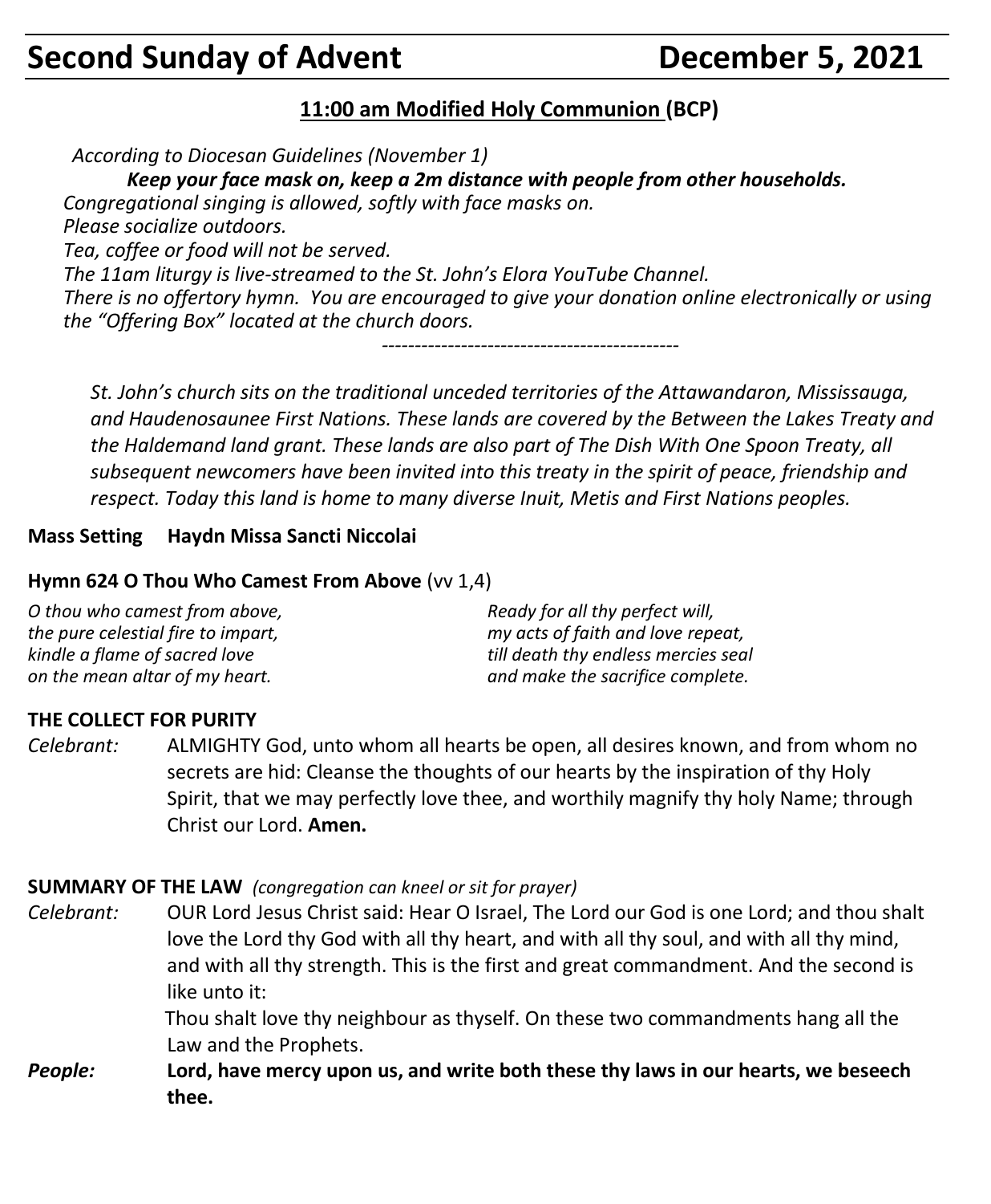# Second Sunday of Advent December 5, 2021

## 11:00 am Modified Holy Communion (BCP)

*According to Diocesan Guidelines (November 1)*

***Keep your face mask on, keep a 2m distance with people from other households.***

*Congregational singing is allowed, softly with face masks on.*

*Please socialize outdoors.*

*Tea, coffee or food will not be served.*

*The 11am liturgy is live-streamed to the St. John's Elora YouTube Channel.*

*There is no offertory hymn. You are encouraged to give your donation online electronically or using the "Offering Box" located at the church doors.*

---

*St. John's church sits on the traditional unceded territories of the Attawandaron, Mississauga, and Haudenosaunee First Nations. These lands are covered by the Between the Lakes Treaty and the Haldemand land grant. These lands are also part of The Dish With One Spoon Treaty, all subsequent newcomers have been invited into this treaty in the spirit of peace, friendship and respect. Today this land is home to many diverse Inuit, Metis and First Nations peoples.*

**Mass Setting Haydn Missa Sancti Niccolai**

**Hymn 624 O Thou Who Camest From Above** (vv 1,4)

*O thou who camest from above,*
*the pure celestial fire to impart,*
*kindle a flame of sacred love*
*on the mean altar of my heart.*

*Ready for all thy perfect will,*
*my acts of faith and love repeat,*
*till death thy endless mercies seal*
*and make the sacrifice complete.*

**THE COLLECT FOR PURITY**

*Celebrant:* ALMIGHTY God, unto whom all hearts be open, all desires known, and from whom no secrets are hid: Cleanse the thoughts of our hearts by the inspiration of thy Holy Spirit, that we may perfectly love thee, and worthily magnify thy holy Name; through Christ our Lord. **Amen.**

**SUMMARY OF THE LAW** *(congregation can kneel or sit for prayer)*

*Celebrant:* OUR Lord Jesus Christ said: Hear O Israel, The Lord our God is one Lord; and thou shalt love the Lord thy God with all thy heart, and with all thy soul, and with all thy mind, and with all thy strength. This is the first and great commandment. And the second is like unto it:
Thou shalt love thy neighbour as thyself. On these two commandments hang all the Law and the Prophets.

***People:*** **Lord, have mercy upon us, and write both these thy laws in our hearts, we beseech thee.**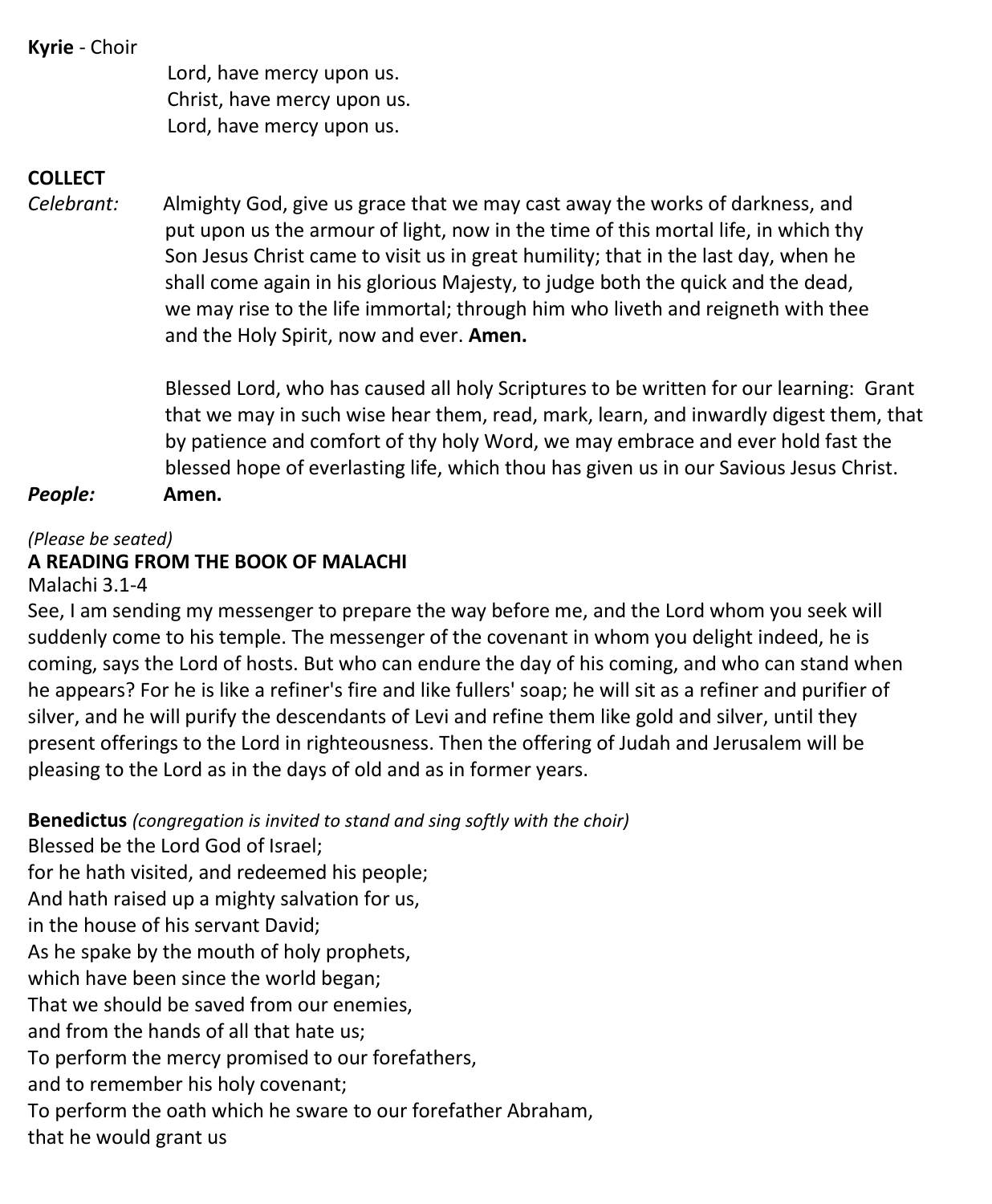**Kyrie** - Choir

Lord, have mercy upon us.
Christ, have mercy upon us.
Lord, have mercy upon us.

**COLLECT**

*Celebrant:* Almighty God, give us grace that we may cast away the works of darkness, and put upon us the armour of light, now in the time of this mortal life, in which thy Son Jesus Christ came to visit us in great humility; that in the last day, when he shall come again in his glorious Majesty, to judge both the quick and the dead, we may rise to the life immortal; through him who liveth and reigneth with thee and the Holy Spirit, now and ever. **Amen.**

Blessed Lord, who has caused all holy Scriptures to be written for our learning: Grant that we may in such wise hear them, read, mark, learn, and inwardly digest them, that by patience and comfort of thy holy Word, we may embrace and ever hold fast the blessed hope of everlasting life, which thou has given us in our Savious Jesus Christ.

***People:*** **Amen.**

*(Please be seated)*

**A READING FROM THE BOOK OF MALACHI**

Malachi 3.1-4

See, I am sending my messenger to prepare the way before me, and the Lord whom you seek will suddenly come to his temple. The messenger of the covenant in whom you delight indeed, he is coming, says the Lord of hosts. But who can endure the day of his coming, and who can stand when he appears? For he is like a refiner's fire and like fullers' soap; he will sit as a refiner and purifier of silver, and he will purify the descendants of Levi and refine them like gold and silver, until they present offerings to the Lord in righteousness. Then the offering of Judah and Jerusalem will be pleasing to the Lord as in the days of old and as in former years.

**Benedictus** *(congregation is invited to stand and sing softly with the choir)*

Blessed be the Lord God of Israel;
for he hath visited, and redeemed his people;
And hath raised up a mighty salvation for us,
in the house of his servant David;
As he spake by the mouth of holy prophets,
which have been since the world began;
That we should be saved from our enemies,
and from the hands of all that hate us;
To perform the mercy promised to our forefathers,
and to remember his holy covenant;
To perform the oath which he sware to our forefather Abraham,
that he would grant us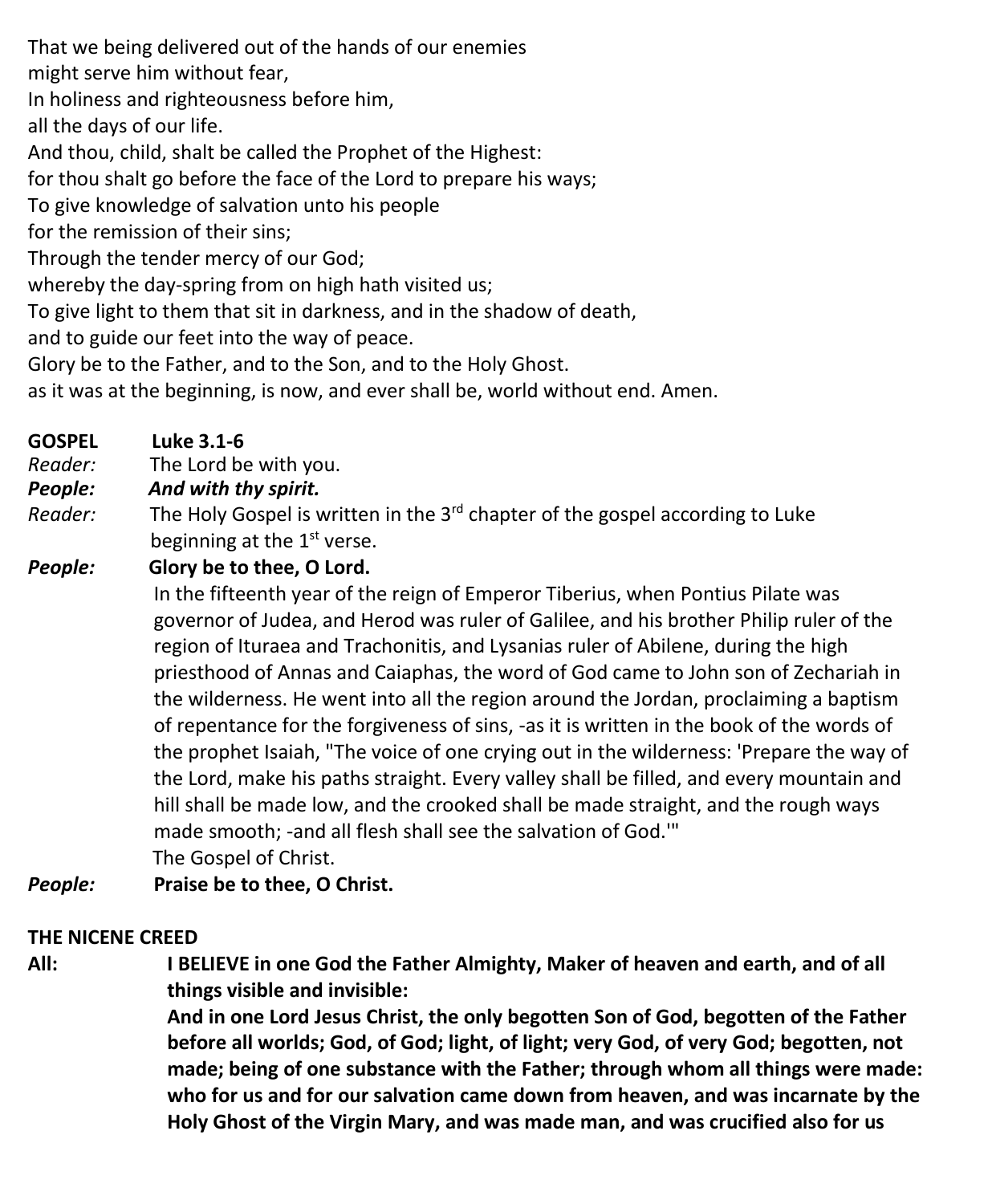That we being delivered out of the hands of our enemies
might serve him without fear,
In holiness and righteousness before him,
all the days of our life.
And thou, child, shalt be called the Prophet of the Highest:
for thou shalt go before the face of the Lord to prepare his ways;
To give knowledge of salvation unto his people
for the remission of their sins;
Through the tender mercy of our God;
whereby the day-spring from on high hath visited us;
To give light to them that sit in darkness, and in the shadow of death,
and to guide our feet into the way of peace.
Glory be to the Father, and to the Son, and to the Holy Ghost.
as it was at the beginning, is now, and ever shall be, world without end. Amen.

**GOSPEL** **Luke 3.1-6**

*Reader:* The Lord be with you.

***People:*** ***And with thy spirit.***

*Reader:* The Holy Gospel is written in the 3rd chapter of the gospel according to Luke beginning at the 1st verse.

***People:*** **Glory be to thee, O Lord.**

In the fifteenth year of the reign of Emperor Tiberius, when Pontius Pilate was governor of Judea, and Herod was ruler of Galilee, and his brother Philip ruler of the region of Ituraea and Trachonitis, and Lysanias ruler of Abilene, during the high priesthood of Annas and Caiaphas, the word of God came to John son of Zechariah in the wilderness. He went into all the region around the Jordan, proclaiming a baptism of repentance for the forgiveness of sins, -as it is written in the book of the words of the prophet Isaiah, "The voice of one crying out in the wilderness: 'Prepare the way of the Lord, make his paths straight. Every valley shall be filled, and every mountain and hill shall be made low, and the crooked shall be made straight, and the rough ways made smooth; -and all flesh shall see the salvation of God.'"
The Gospel of Christ.

***People:*** **Praise be to thee, O Christ.**

**THE NICENE CREED**

**All:** **I BELIEVE in one God the Father Almighty, Maker of heaven and earth, and of all things visible and invisible:**
**And in one Lord Jesus Christ, the only begotten Son of God, begotten of the Father before all worlds; God, of God; light, of light; very God, of very God; begotten, not made; being of one substance with the Father; through whom all things were made: who for us and for our salvation came down from heaven, and was incarnate by the Holy Ghost of the Virgin Mary, and was made man, and was crucified also for us**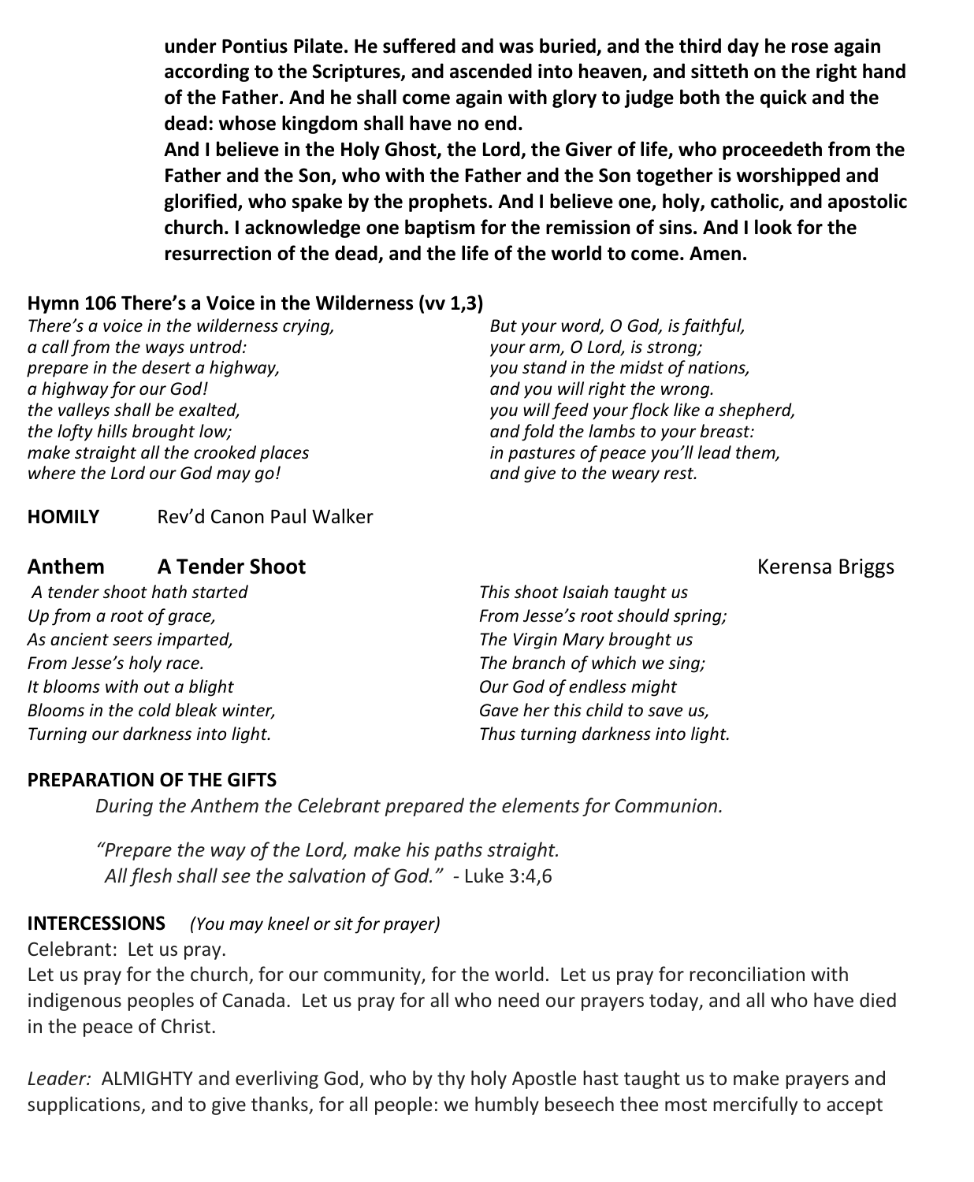**under Pontius Pilate. He suffered and was buried, and the third day he rose again according to the Scriptures, and ascended into heaven, and sitteth on the right hand of the Father. And he shall come again with glory to judge both the quick and the dead: whose kingdom shall have no end.**
**And I believe in the Holy Ghost, the Lord, the Giver of life, who proceedeth from the Father and the Son, who with the Father and the Son together is worshipped and glorified, who spake by the prophets. And I believe one, holy, catholic, and apostolic church. I acknowledge one baptism for the remission of sins. And I look for the resurrection of the dead, and the life of the world to come. Amen.**

**Hymn 106 There's a Voice in the Wilderness (vv 1,3)**

*There's a voice in the wilderness crying,*
*a call from the ways untrod:*
*prepare in the desert a highway,*
*a highway for our God!*
*the valleys shall be exalted,*
*the lofty hills brought low;*
*make straight all the crooked places*
*where the Lord our God may go!*

*But your word, O God, is faithful,*
*your arm, O Lord, is strong;*
*you stand in the midst of nations,*
*and you will right the wrong.*
*you will feed your flock like a shepherd,*
*and fold the lambs to your breast:*
*in pastures of peace you'll lead them,*
*and give to the weary rest.*

**HOMILY** Rev'd Canon Paul Walker

## Anthem **A Tender Shoot** Kerensa Briggs

*A tender shoot hath started*
*Up from a root of grace,*
*As ancient seers imparted,*
*From Jesse's holy race.*
*It blooms with out a blight*
*Blooms in the cold bleak winter,*
*Turning our darkness into light.*

*This shoot Isaiah taught us*
*From Jesse's root should spring;*
*The Virgin Mary brought us*
*The branch of which we sing;*
*Our God of endless might*
*Gave her this child to save us,*
*Thus turning darkness into light.*

**PREPARATION OF THE GIFTS**

*During the Anthem the Celebrant prepared the elements for Communion.*

*"Prepare the way of the Lord, make his paths straight.*
*All flesh shall see the salvation of God."* - Luke 3:4,6

**INTERCESSIONS** *(You may kneel or sit for prayer)*

Celebrant: Let us pray.
Let us pray for the church, for our community, for the world. Let us pray for reconciliation with indigenous peoples of Canada. Let us pray for all who need our prayers today, and all who have died in the peace of Christ.

*Leader:* ALMIGHTY and everliving God, who by thy holy Apostle hast taught us to make prayers and supplications, and to give thanks, for all people: we humbly beseech thee most mercifully to accept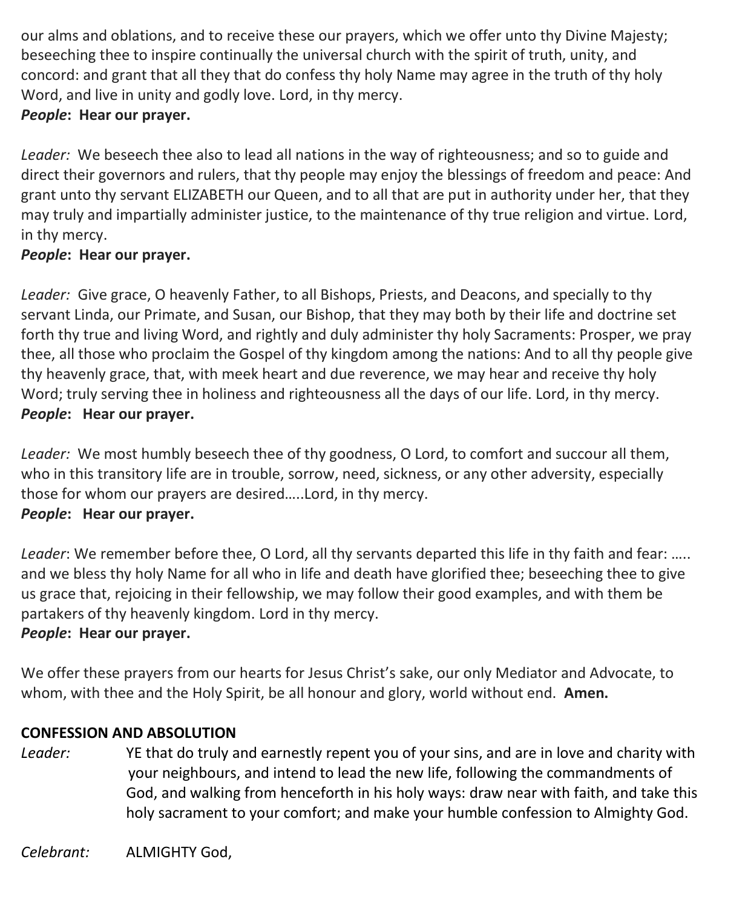our alms and oblations, and to receive these our prayers, which we offer unto thy Divine Majesty; beseeching thee to inspire continually the universal church with the spirit of truth, unity, and concord: and grant that all they that do confess thy holy Name may agree in the truth of thy holy Word, and live in unity and godly love. Lord, in thy mercy.
***People*: Hear our prayer.**

*Leader:* We beseech thee also to lead all nations in the way of righteousness; and so to guide and direct their governors and rulers, that thy people may enjoy the blessings of freedom and peace: And grant unto thy servant ELIZABETH our Queen, and to all that are put in authority under her, that they may truly and impartially administer justice, to the maintenance of thy true religion and virtue. Lord, in thy mercy.
***People*: Hear our prayer.**

*Leader:* Give grace, O heavenly Father, to all Bishops, Priests, and Deacons, and specially to thy servant Linda, our Primate, and Susan, our Bishop, that they may both by their life and doctrine set forth thy true and living Word, and rightly and duly administer thy holy Sacraments: Prosper, we pray thee, all those who proclaim the Gospel of thy kingdom among the nations: And to all thy people give thy heavenly grace, that, with meek heart and due reverence, we may hear and receive thy holy Word; truly serving thee in holiness and righteousness all the days of our life. Lord, in thy mercy.
***People*: Hear our prayer.**

*Leader:* We most humbly beseech thee of thy goodness, O Lord, to comfort and succour all them, who in this transitory life are in trouble, sorrow, need, sickness, or any other adversity, especially those for whom our prayers are desired…..Lord, in thy mercy.
***People*: Hear our prayer.**

*Leader*: We remember before thee, O Lord, all thy servants departed this life in thy faith and fear: ….. and we bless thy holy Name for all who in life and death have glorified thee; beseeching thee to give us grace that, rejoicing in their fellowship, we may follow their good examples, and with them be partakers of thy heavenly kingdom. Lord in thy mercy.
***People*: Hear our prayer.**

We offer these prayers from our hearts for Jesus Christ's sake, our only Mediator and Advocate, to whom, with thee and the Holy Spirit, be all honour and glory, world without end. **Amen.**

**CONFESSION AND ABSOLUTION**

*Leader:* YE that do truly and earnestly repent you of your sins, and are in love and charity with your neighbours, and intend to lead the new life, following the commandments of God, and walking from henceforth in his holy ways: draw near with faith, and take this holy sacrament to your comfort; and make your humble confession to Almighty God.

*Celebrant:* ALMIGHTY God,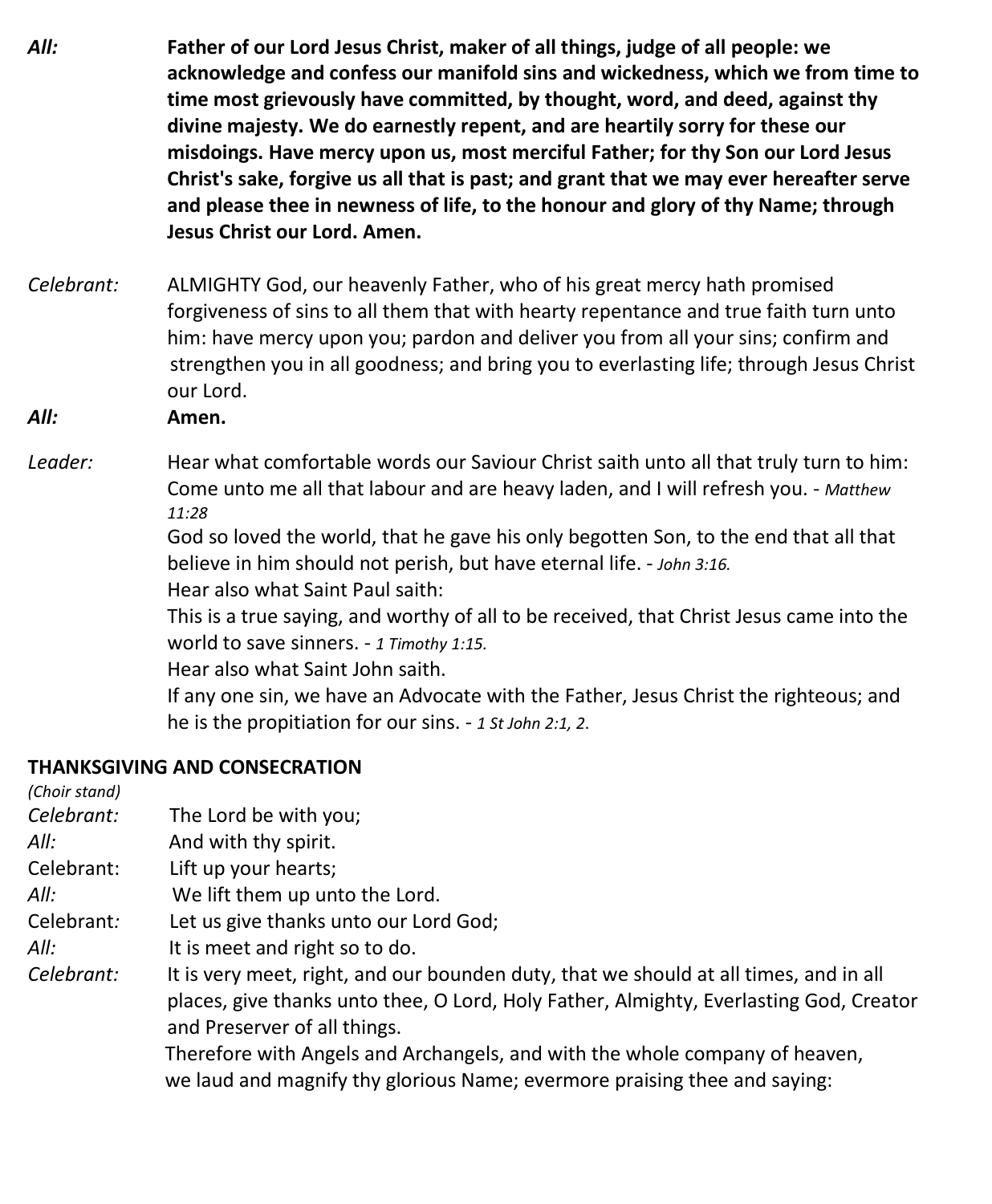*All:* **Father of our Lord Jesus Christ, maker of all things, judge of all people: we acknowledge and confess our manifold sins and wickedness, which we from time to time most grievously have committed, by thought, word, and deed, against thy divine majesty. We do earnestly repent, and are heartily sorry for these our misdoings. Have mercy upon us, most merciful Father; for thy Son our Lord Jesus Christ's sake, forgive us all that is past; and grant that we may ever hereafter serve and please thee in newness of life, to the honour and glory of thy Name; through Jesus Christ our Lord. Amen.**

*Celebrant:* ALMIGHTY God, our heavenly Father, who of his great mercy hath promised forgiveness of sins to all them that with hearty repentance and true faith turn unto him: have mercy upon you; pardon and deliver you from all your sins; confirm and strengthen you in all goodness; and bring you to everlasting life; through Jesus Christ our Lord.

***All:*** **Amen.**

*Leader:* Hear what comfortable words our Saviour Christ saith unto all that truly turn to him:
Come unto me all that labour and are heavy laden, and I will refresh you. - *Matthew 11:28*
God so loved the world, that he gave his only begotten Son, to the end that all that believe in him should not perish, but have eternal life. - *John 3:16.*
Hear also what Saint Paul saith:
This is a true saying, and worthy of all to be received, that Christ Jesus came into the world to save sinners. - *1 Timothy 1:15.*
Hear also what Saint John saith.
If any one sin, we have an Advocate with the Father, Jesus Christ the righteous; and he is the propitiation for our sins. - *1 St John 2:1, 2.*

**THANKSGIVING AND CONSECRATION**

*(Choir stand)*

*Celebrant:* The Lord be with you;
*All:* And with thy spirit.
Celebrant: Lift up your hearts;
*All:* We lift them up unto the Lord.
Celebrant: Let us give thanks unto our Lord God;
*All:* It is meet and right so to do.
*Celebrant:* It is very meet, right, and our bounden duty, that we should at all times, and in all places, give thanks unto thee, O Lord, Holy Father, Almighty, Everlasting God, Creator and Preserver of all things.
Therefore with Angels and Archangels, and with the whole company of heaven, we laud and magnify thy glorious Name; evermore praising thee and saying: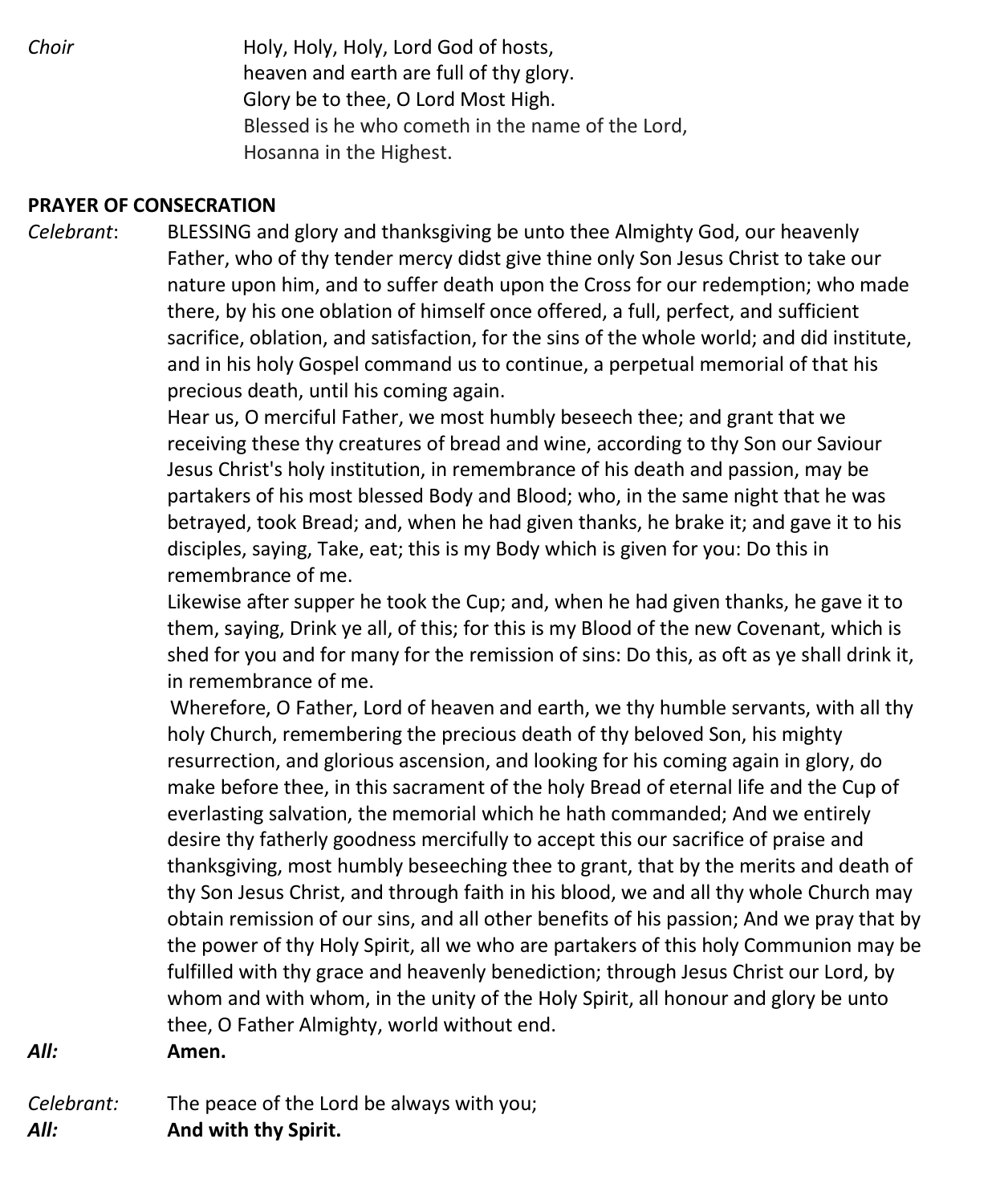*Choir* Holy, Holy, Holy, Lord God of hosts,
heaven and earth are full of thy glory.
Glory be to thee, O Lord Most High.
Blessed is he who cometh in the name of the Lord,
Hosanna in the Highest.

**PRAYER OF CONSECRATION**

*Celebrant*: BLESSING and glory and thanksgiving be unto thee Almighty God, our heavenly Father, who of thy tender mercy didst give thine only Son Jesus Christ to take our nature upon him, and to suffer death upon the Cross for our redemption; who made there, by his one oblation of himself once offered, a full, perfect, and sufficient sacrifice, oblation, and satisfaction, for the sins of the whole world; and did institute, and in his holy Gospel command us to continue, a perpetual memorial of that his precious death, until his coming again.

Hear us, O merciful Father, we most humbly beseech thee; and grant that we receiving these thy creatures of bread and wine, according to thy Son our Saviour Jesus Christ's holy institution, in remembrance of his death and passion, may be partakers of his most blessed Body and Blood; who, in the same night that he was betrayed, took Bread; and, when he had given thanks, he brake it; and gave it to his disciples, saying, Take, eat; this is my Body which is given for you: Do this in remembrance of me.

Likewise after supper he took the Cup; and, when he had given thanks, he gave it to them, saying, Drink ye all, of this; for this is my Blood of the new Covenant, which is shed for you and for many for the remission of sins: Do this, as oft as ye shall drink it, in remembrance of me.

Wherefore, O Father, Lord of heaven and earth, we thy humble servants, with all thy holy Church, remembering the precious death of thy beloved Son, his mighty resurrection, and glorious ascension, and looking for his coming again in glory, do make before thee, in this sacrament of the holy Bread of eternal life and the Cup of everlasting salvation, the memorial which he hath commanded; And we entirely desire thy fatherly goodness mercifully to accept this our sacrifice of praise and thanksgiving, most humbly beseeching thee to grant, that by the merits and death of thy Son Jesus Christ, and through faith in his blood, we and all thy whole Church may obtain remission of our sins, and all other benefits of his passion; And we pray that by the power of thy Holy Spirit, all we who are partakers of this holy Communion may be fulfilled with thy grace and heavenly benediction; through Jesus Christ our Lord, by whom and with whom, in the unity of the Holy Spirit, all honour and glory be unto thee, O Father Almighty, world without end.

***All:*** **Amen.**

*Celebrant:* The peace of the Lord be always with you;

***All:*** **And with thy Spirit.**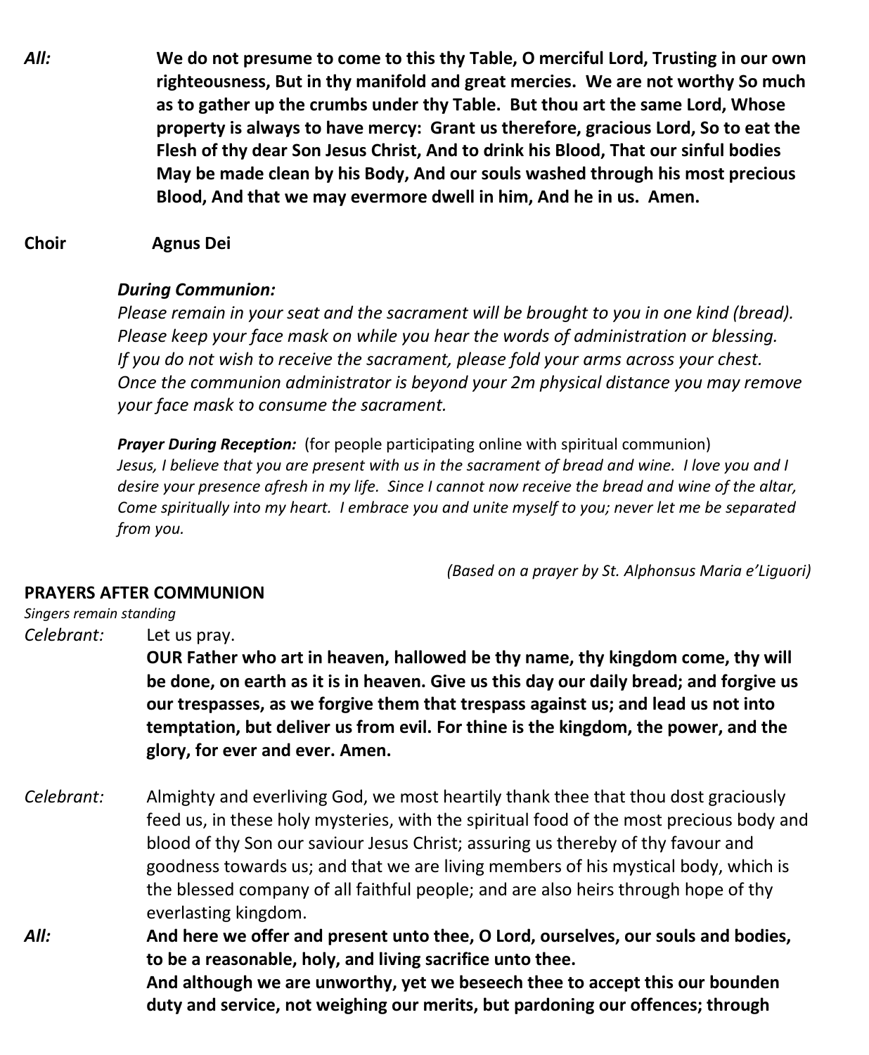*All:* **We do not presume to come to this thy Table, O merciful Lord, Trusting in our own righteousness, But in thy manifold and great mercies. We are not worthy So much as to gather up the crumbs under thy Table. But thou art the same Lord, Whose property is always to have mercy: Grant us therefore, gracious Lord, So to eat the Flesh of thy dear Son Jesus Christ, And to drink his Blood, That our sinful bodies May be made clean by his Body, And our souls washed through his most precious Blood, And that we may evermore dwell in him, And he in us. Amen.**

**Choir** **Agnus Dei**

***During Communion:***
*Please remain in your seat and the sacrament will be brought to you in one kind (bread). Please keep your face mask on while you hear the words of administration or blessing. If you do not wish to receive the sacrament, please fold your arms across your chest. Once the communion administrator is beyond your 2m physical distance you may remove your face mask to consume the sacrament.*

***Prayer During Reception:*** (for people participating online with spiritual communion)
*Jesus, I believe that you are present with us in the sacrament of bread and wine. I love you and I desire your presence afresh in my life. Since I cannot now receive the bread and wine of the altar, Come spiritually into my heart. I embrace you and unite myself to you; never let me be separated from you.*

*(Based on a prayer by St. Alphonsus Maria e'Liguori)*

## PRAYERS AFTER COMMUNION

*Singers remain standing*

*Celebrant:* Let us pray.
**OUR Father who art in heaven, hallowed be thy name, thy kingdom come, thy will be done, on earth as it is in heaven. Give us this day our daily bread; and forgive us our trespasses, as we forgive them that trespass against us; and lead us not into temptation, but deliver us from evil. For thine is the kingdom, the power, and the glory, for ever and ever. Amen.**

*Celebrant:* Almighty and everliving God, we most heartily thank thee that thou dost graciously feed us, in these holy mysteries, with the spiritual food of the most precious body and blood of thy Son our saviour Jesus Christ; assuring us thereby of thy favour and goodness towards us; and that we are living members of his mystical body, which is the blessed company of all faithful people; and are also heirs through hope of thy everlasting kingdom.

*All:* **And here we offer and present unto thee, O Lord, ourselves, our souls and bodies, to be a reasonable, holy, and living sacrifice unto thee.**
**And although we are unworthy, yet we beseech thee to accept this our bounden duty and service, not weighing our merits, but pardoning our offences; through**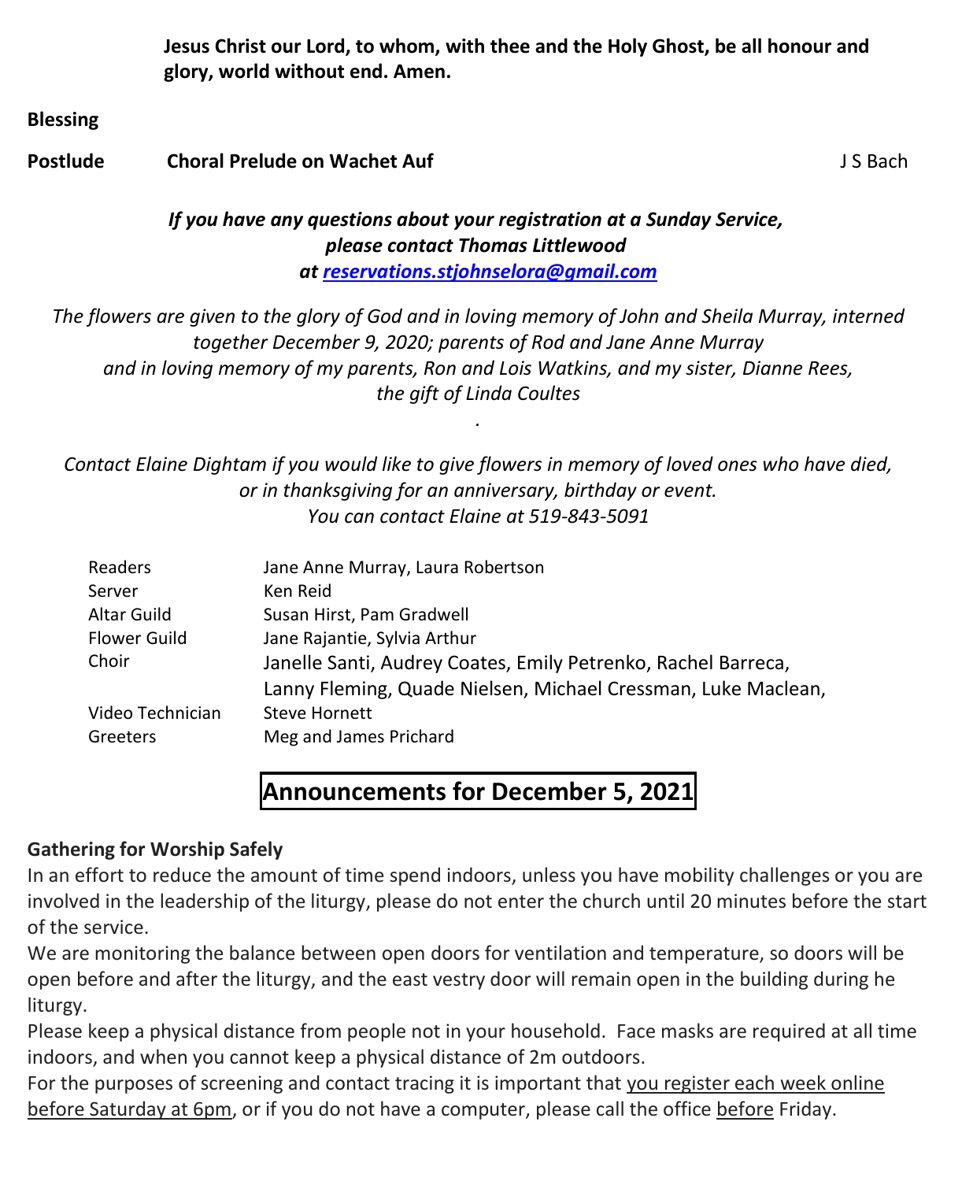**Jesus Christ our Lord, to whom, with thee and the Holy Ghost, be all honour and glory, world without end. Amen.**

**Blessing**

**Postlude** **Choral Prelude on Wachet Auf** J S Bach

***If you have any questions about your registration at a Sunday Service, please contact Thomas Littlewood at reservations.stjohnselora@gmail.com***

*The flowers are given to the glory of God and in loving memory of John and Sheila Murray, interned together December 9, 2020; parents of Rod and Jane Anne Murray and in loving memory of my parents, Ron and Lois Watkins, and my sister, Dianne Rees, the gift of Linda Coultes*

*.*

*Contact Elaine Dightam if you would like to give flowers in memory of loved ones who have died, or in thanksgiving for an anniversary, birthday or event. You can contact Elaine at 519-843-5091*

| | |
|---|---|
| Readers | Jane Anne Murray, Laura Robertson |
| Server | Ken Reid |
| Altar Guild | Susan Hirst, Pam Gradwell |
| Flower Guild | Jane Rajantie, Sylvia Arthur |
| Choir | Janelle Santi, Audrey Coates, Emily Petrenko, Rachel Barreca, Lanny Fleming, Quade Nielsen, Michael Cressman, Luke Maclean, |
| Video Technician | Steve Hornett |
| Greeters | Meg and James Prichard |

# Announcements for December 5, 2021

**Gathering for Worship Safely**

In an effort to reduce the amount of time spend indoors, unless you have mobility challenges or you are involved in the leadership of the liturgy, please do not enter the church until 20 minutes before the start of the service.

We are monitoring the balance between open doors for ventilation and temperature, so doors will be open before and after the liturgy, and the east vestry door will remain open in the building during he liturgy.

Please keep a physical distance from people not in your household. Face masks are required at all time indoors, and when you cannot keep a physical distance of 2m outdoors.

For the purposes of screening and contact tracing it is important that you register each week online before Saturday at 6pm, or if you do not have a computer, please call the office before Friday.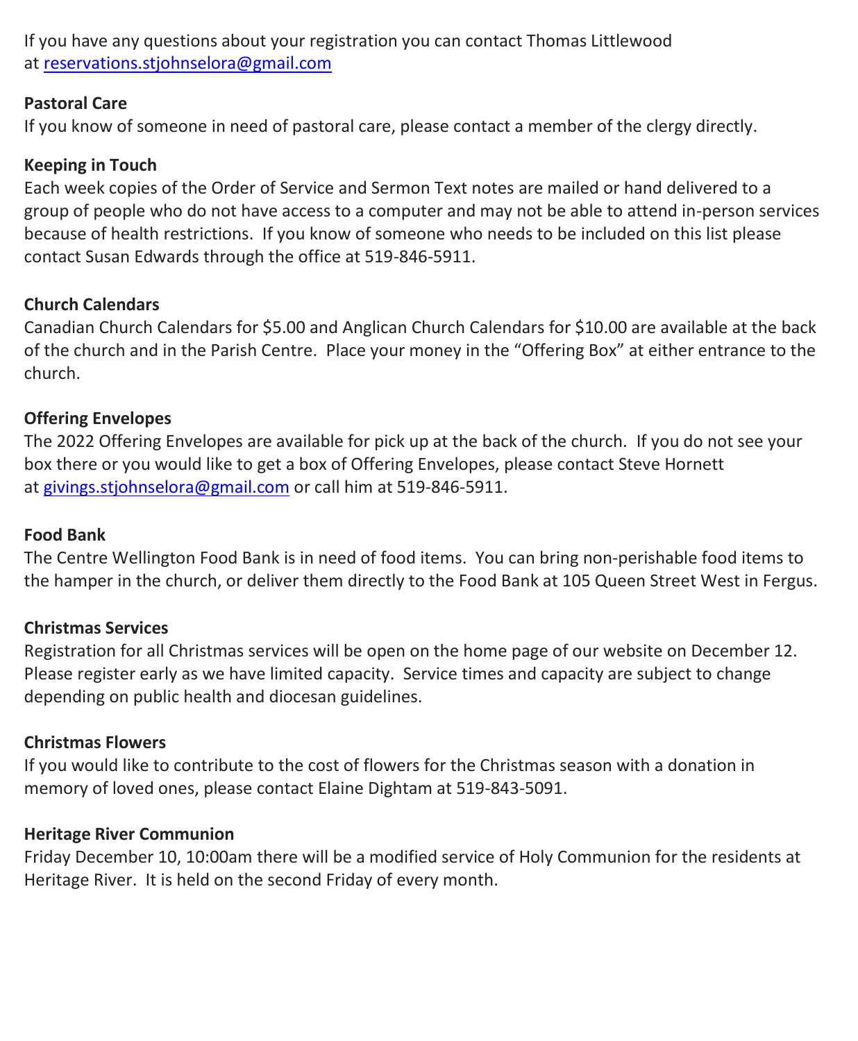If you have any questions about your registration you can contact Thomas Littlewood at reservations.stjohnselora@gmail.com

**Pastoral Care**

If you know of someone in need of pastoral care, please contact a member of the clergy directly.

**Keeping in Touch**

Each week copies of the Order of Service and Sermon Text notes are mailed or hand delivered to a group of people who do not have access to a computer and may not be able to attend in-person services because of health restrictions. If you know of someone who needs to be included on this list please contact Susan Edwards through the office at 519-846-5911.

**Church Calendars**

Canadian Church Calendars for $5.00 and Anglican Church Calendars for $10.00 are available at the back of the church and in the Parish Centre. Place your money in the "Offering Box" at either entrance to the church.

**Offering Envelopes**

The 2022 Offering Envelopes are available for pick up at the back of the church. If you do not see your box there or you would like to get a box of Offering Envelopes, please contact Steve Hornett at givings.stjohnselora@gmail.com or call him at 519-846-5911.

**Food Bank**

The Centre Wellington Food Bank is in need of food items. You can bring non-perishable food items to the hamper in the church, or deliver them directly to the Food Bank at 105 Queen Street West in Fergus.

**Christmas Services**

Registration for all Christmas services will be open on the home page of our website on December 12. Please register early as we have limited capacity. Service times and capacity are subject to change depending on public health and diocesan guidelines.

**Christmas Flowers**

If you would like to contribute to the cost of flowers for the Christmas season with a donation in memory of loved ones, please contact Elaine Dightam at 519-843-5091.

**Heritage River Communion**

Friday December 10, 10:00am there will be a modified service of Holy Communion for the residents at Heritage River. It is held on the second Friday of every month.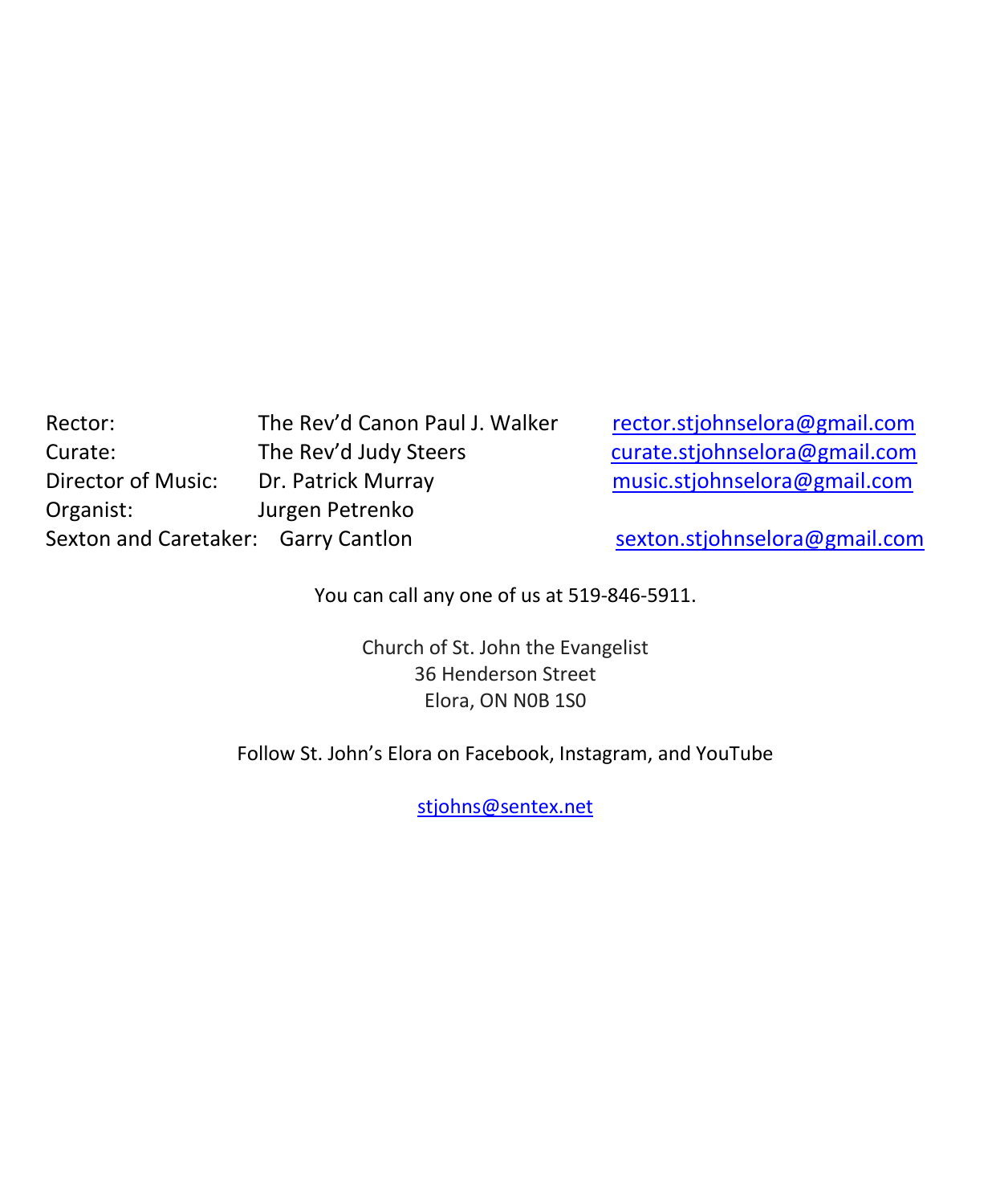| | | |
|---|---|---|
| Rector: | The Rev'd Canon Paul J. Walker | rector.stjohnselora@gmail.com |
| Curate: | The Rev'd Judy Steers | curate.stjohnselora@gmail.com |
| Director of Music: | Dr. Patrick Murray | music.stjohnselora@gmail.com |
| Organist: | Jurgen Petrenko | |
| Sexton and Caretaker: | Garry Cantlon | sexton.stjohnselora@gmail.com |

You can call any one of us at 519-846-5911.

Church of St. John the Evangelist
36 Henderson Street
Elora, ON N0B 1S0

Follow St. John's Elora on Facebook, Instagram, and YouTube

stjohns@sentex.net